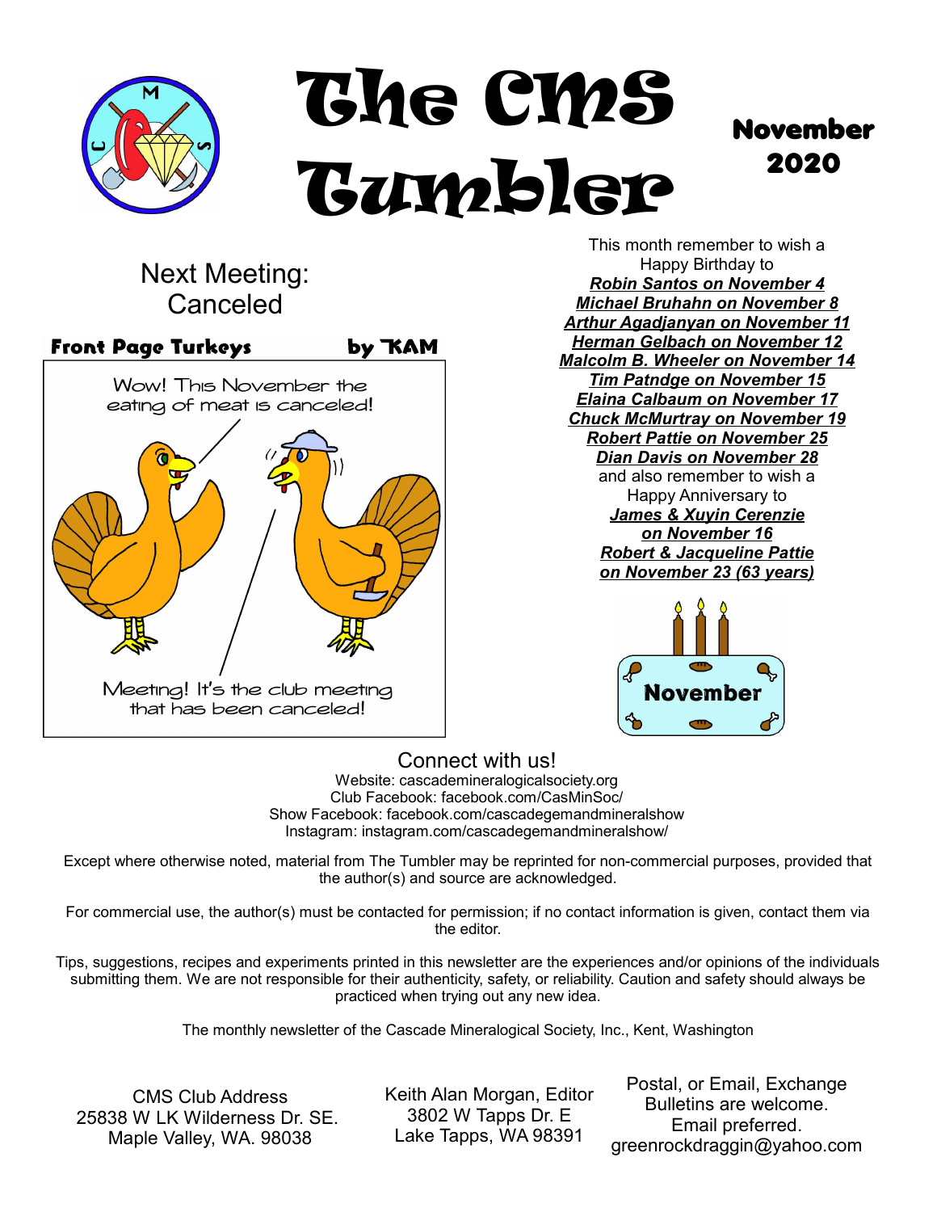# The CMS Tumbler

**November 2020**

## Next Meeting: Canceled

**Front Page Turkeys** by KAM

Wow! This November the eating of meat is canceled!

Meeting! It's the club meeting that has been canceled!

This month remember to wish a Happy Birthday to

***Robin Santos on November 4***
***Michael Bruhahn on November 8***
***Arthur Agadjanyan on November 11***
***Herman Gelbach on November 12***
***Malcolm B. Wheeler on November 14***
***Tim Patndge on November 15***
***Elaina Calbaum on November 17***
***Chuck McMurtray on November 19***
***Robert Pattie on November 25***
***Dian Davis on November 28***

and also remember to wish a Happy Anniversary to

***James & Xuyin Cerenzie on November 16***
***Robert & Jacqueline Pattie on November 23 (63 years)***

**November**

## Connect with us!

Website: cascademineralogicalsociety.org
Club Facebook: facebook.com/CasMinSoc/
Show Facebook: facebook.com/cascadegemandmineralshow
Instagram: instagram.com/cascadegemandmineralshow/

Except where otherwise noted, material from The Tumbler may be reprinted for non-commercial purposes, provided that the author(s) and source are acknowledged.

For commercial use, the author(s) must be contacted for permission; if no contact information is given, contact them via the editor.

Tips, suggestions, recipes and experiments printed in this newsletter are the experiences and/or opinions of the individuals submitting them. We are not responsible for their authenticity, safety, or reliability. Caution and safety should always be practiced when trying out any new idea.

The monthly newsletter of the Cascade Mineralogical Society, Inc., Kent, Washington

CMS Club Address
25838 W LK Wilderness Dr. SE.
Maple Valley, WA. 98038

Keith Alan Morgan, Editor
3802 W Tapps Dr. E
Lake Tapps, WA 98391

Postal, or Email, Exchange Bulletins are welcome.
Email preferred.
greenrockdraggin@yahoo.com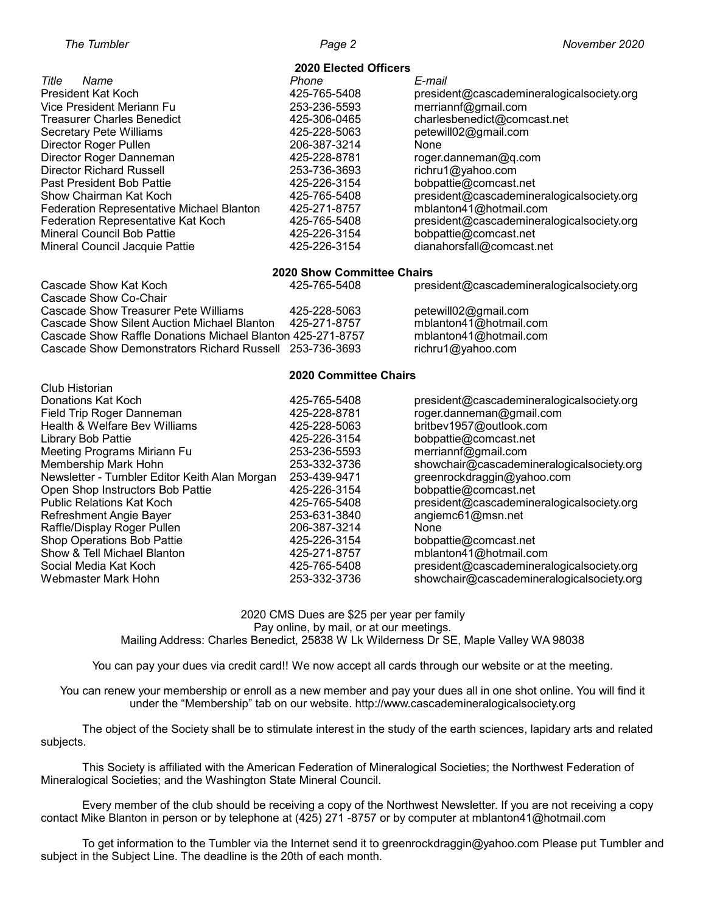## 2020 Elected Officers

| Title Name | Phone | E-mail |
|---|---|---|
| President Kat Koch | 425-765-5408 | president@cascademineralogicalsociety.org |
| Vice President Meriann Fu | 253-236-5593 | merriannf@gmail.com |
| Treasurer Charles Benedict | 425-306-0465 | charlesbenedict@comcast.net |
| Secretary Pete Williams | 425-228-5063 | petewill02@gmail.com |
| Director Roger Pullen | 206-387-3214 | None |
| Director Roger Danneman | 425-228-8781 | roger.danneman@q.com |
| Director Richard Russell | 253-736-3693 | richru1@yahoo.com |
| Past President Bob Pattie | 425-226-3154 | bobpattie@comcast.net |
| Show Chairman Kat Koch | 425-765-5408 | president@cascademineralogicalsociety.org |
| Federation Representative Michael Blanton | 425-271-8757 | mblanton41@hotmail.com |
| Federation Representative Kat Koch | 425-765-5408 | president@cascademineralogicalsociety.org |
| Mineral Council Bob Pattie | 425-226-3154 | bobpattie@comcast.net |
| Mineral Council Jacquie Pattie | 425-226-3154 | dianahorsfall@comcast.net |

## 2020 Show Committee Chairs

| | | |
|---|---|---|
| Cascade Show Kat Koch | 425-765-5408 | president@cascademineralogicalsociety.org |
| Cascade Show Co-Chair | | |
| Cascade Show Treasurer Pete Williams | 425-228-5063 | petewill02@gmail.com |
| Cascade Show Silent Auction Michael Blanton | 425-271-8757 | mblanton41@hotmail.com |
| Cascade Show Raffle Donations Michael Blanton | 425-271-8757 | mblanton41@hotmail.com |
| Cascade Show Demonstrators Richard Russell | 253-736-3693 | richru1@yahoo.com |

## 2020 Committee Chairs

| | | |
|---|---|---|
| Club Historian | | |
| Donations Kat Koch | 425-765-5408 | president@cascademineralogicalsociety.org |
| Field Trip Roger Danneman | 425-228-8781 | roger.danneman@gmail.com |
| Health & Welfare Bev Williams | 425-228-5063 | britbev1957@outlook.com |
| Library Bob Pattie | 425-226-3154 | bobpattie@comcast.net |
| Meeting Programs Miriann Fu | 253-236-5593 | merriannf@gmail.com |
| Membership Mark Hohn | 253-332-3736 | showchair@cascademineralogicalsociety.org |
| Newsletter - Tumbler Editor Keith Alan Morgan | 253-439-9471 | greenrockdraggin@yahoo.com |
| Open Shop Instructors Bob Pattie | 425-226-3154 | bobpattie@comcast.net |
| Public Relations Kat Koch | 425-765-5408 | president@cascademineralogicalsociety.org |
| Refreshment Angie Bayer | 253-631-3840 | angiemc61@msn.net |
| Raffle/Display Roger Pullen | 206-387-3214 | None |
| Shop Operations Bob Pattie | 425-226-3154 | bobpattie@comcast.net |
| Show & Tell Michael Blanton | 425-271-8757 | mblanton41@hotmail.com |
| Social Media Kat Koch | 425-765-5408 | president@cascademineralogicalsociety.org |
| Webmaster Mark Hohn | 253-332-3736 | showchair@cascademineralogicalsociety.org |

2020 CMS Dues are $25 per year per family
Pay online, by mail, or at our meetings.
Mailing Address: Charles Benedict, 25838 W Lk Wilderness Dr SE, Maple Valley WA 98038

You can pay your dues via credit card!! We now accept all cards through our website or at the meeting.

You can renew your membership or enroll as a new member and pay your dues all in one shot online. You will find it under the "Membership" tab on our website. http://www.cascademineralogicalsociety.org

The object of the Society shall be to stimulate interest in the study of the earth sciences, lapidary arts and related subjects.

This Society is affiliated with the American Federation of Mineralogical Societies; the Northwest Federation of Mineralogical Societies; and the Washington State Mineral Council.

Every member of the club should be receiving a copy of the Northwest Newsletter. If you are not receiving a copy contact Mike Blanton in person or by telephone at (425) 271 -8757 or by computer at mblanton41@hotmail.com

To get information to the Tumbler via the Internet send it to greenrockdraggin@yahoo.com Please put Tumbler and subject in the Subject Line. The deadline is the 20th of each month.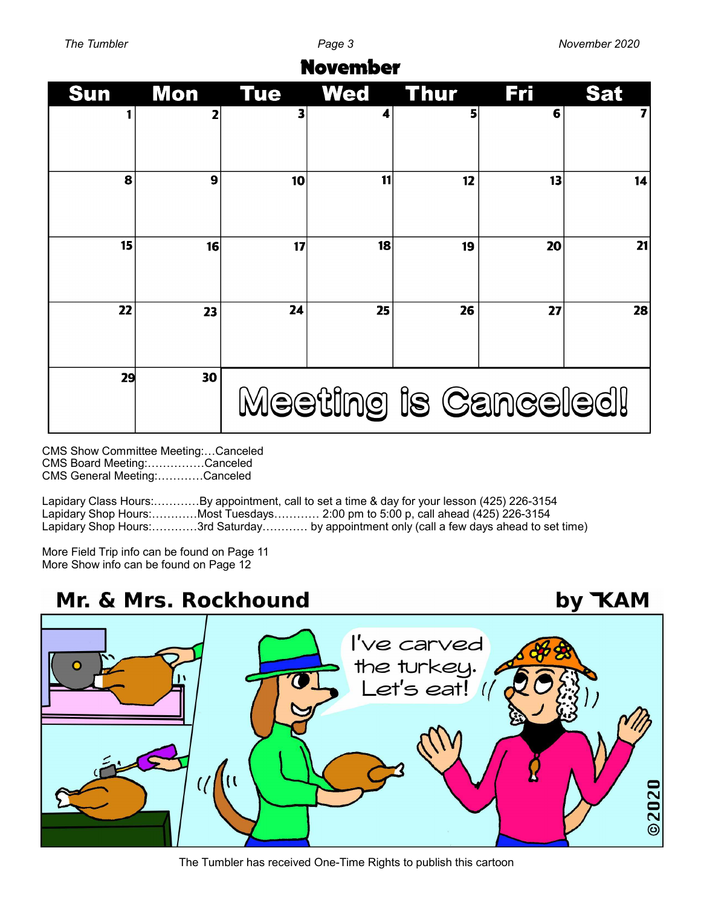# November

| Sun | Mon | Tue | Wed | Thur | Fri | Sat |
|---|---|---|---|---|---|---|
| 1 | 2 | 3 | 4 | 5 | 6 | 7 |
| 8 | 9 | 10 | 11 | 12 | 13 | 14 |
| 15 | 16 | 17 | 18 | 19 | 20 | 21 |
| 22 | 23 | 24 | 25 | 26 | 27 | 28 |
| 29 | 30 | Meeting is Canceled! | | | | |

CMS Show Committee Meeting:…Canceled
CMS Board Meeting:……………Canceled
CMS General Meeting:…………Canceled

Lapidary Class Hours:…………By appointment, call to set a time & day for your lesson (425) 226-3154
Lapidary Shop Hours:…………Most Tuesdays………… 2:00 pm to 5:00 p, call ahead (425) 226-3154
Lapidary Shop Hours:…………3rd Saturday………… by appointment only (call a few days ahead to set time)

More Field Trip info can be found on Page 11
More Show info can be found on Page 12

**Mr. & Mrs. Rockhound** by KAM

The Tumbler has received One-Time Rights to publish this cartoon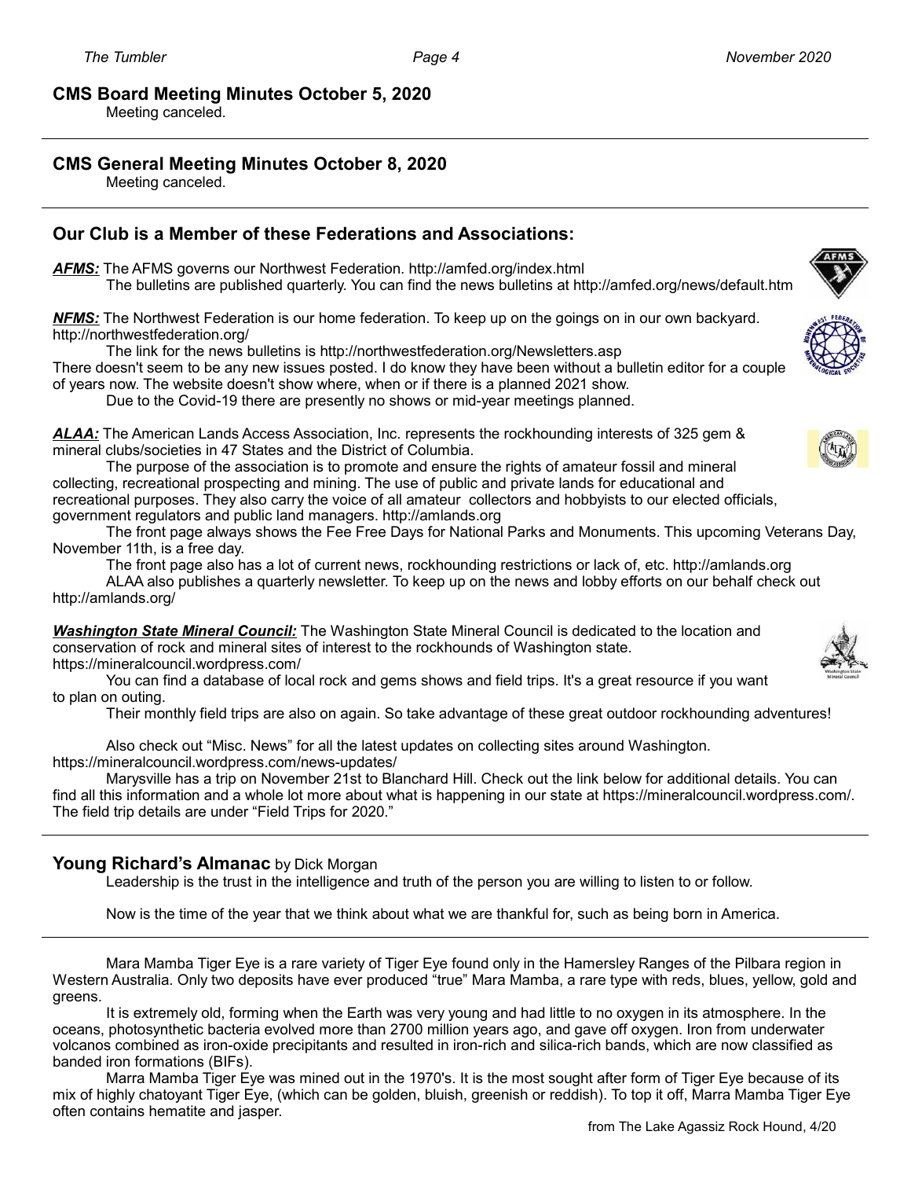## CMS Board Meeting Minutes October 5, 2020

Meeting canceled.

## CMS General Meeting Minutes October 8, 2020

Meeting canceled.

## Our Club is a Member of these Federations and Associations:

***AFMS:*** The AFMS governs our Northwest Federation. http://amfed.org/index.html
The bulletins are published quarterly. You can find the news bulletins at http://amfed.org/news/default.htm

***NFMS:*** The Northwest Federation is our home federation. To keep up on the goings on in our own backyard. http://northwestfederation.org/
The link for the news bulletins is http://northwestfederation.org/Newsletters.asp
There doesn't seem to be any new issues posted. I do know they have been without a bulletin editor for a couple of years now. The website doesn't show where, when or if there is a planned 2021 show.
Due to the Covid-19 there are presently no shows or mid-year meetings planned.

***ALAA:*** The American Lands Access Association, Inc. represents the rockhounding interests of 325 gem & mineral clubs/societies in 47 States and the District of Columbia.
The purpose of the association is to promote and ensure the rights of amateur fossil and mineral collecting, recreational prospecting and mining. The use of public and private lands for educational and recreational purposes. They also carry the voice of all amateur collectors and hobbyists to our elected officials, government regulators and public land managers. http://amlands.org
The front page always shows the Fee Free Days for National Parks and Monuments. This upcoming Veterans Day, November 11th, is a free day.
The front page also has a lot of current news, rockhounding restrictions or lack of, etc. http://amlands.org
ALAA also publishes a quarterly newsletter. To keep up on the news and lobby efforts on our behalf check out http://amlands.org/

***Washington State Mineral Council:*** The Washington State Mineral Council is dedicated to the location and conservation of rock and mineral sites of interest to the rockhounds of Washington state. https://mineralcouncil.wordpress.com/
You can find a database of local rock and gems shows and field trips. It's a great resource if you want to plan on outing.
Their monthly field trips are also on again. So take advantage of these great outdoor rockhounding adventures!

Also check out "Misc. News" for all the latest updates on collecting sites around Washington. https://mineralcouncil.wordpress.com/news-updates/
Marysville has a trip on November 21st to Blanchard Hill. Check out the link below for additional details. You can find all this information and a whole lot more about what is happening in our state at https://mineralcouncil.wordpress.com/. The field trip details are under "Field Trips for 2020."

## Young Richard's Almanac by Dick Morgan

Leadership is the trust in the intelligence and truth of the person you are willing to listen to or follow.

Now is the time of the year that we think about what we are thankful for, such as being born in America.

---

Mara Mamba Tiger Eye is a rare variety of Tiger Eye found only in the Hamersley Ranges of the Pilbara region in Western Australia. Only two deposits have ever produced "true" Mara Mamba, a rare type with reds, blues, yellow, gold and greens.

It is extremely old, forming when the Earth was very young and had little to no oxygen in its atmosphere. In the oceans, photosynthetic bacteria evolved more than 2700 million years ago, and gave off oxygen. Iron from underwater volcanos combined as iron-oxide precipitants and resulted in iron-rich and silica-rich bands, which are now classified as banded iron formations (BIFs).

Marra Mamba Tiger Eye was mined out in the 1970's. It is the most sought after form of Tiger Eye because of its mix of highly chatoyant Tiger Eye, (which can be golden, bluish, greenish or reddish). To top it off, Marra Mamba Tiger Eye often contains hematite and jasper.

from The Lake Agassiz Rock Hound, 4/20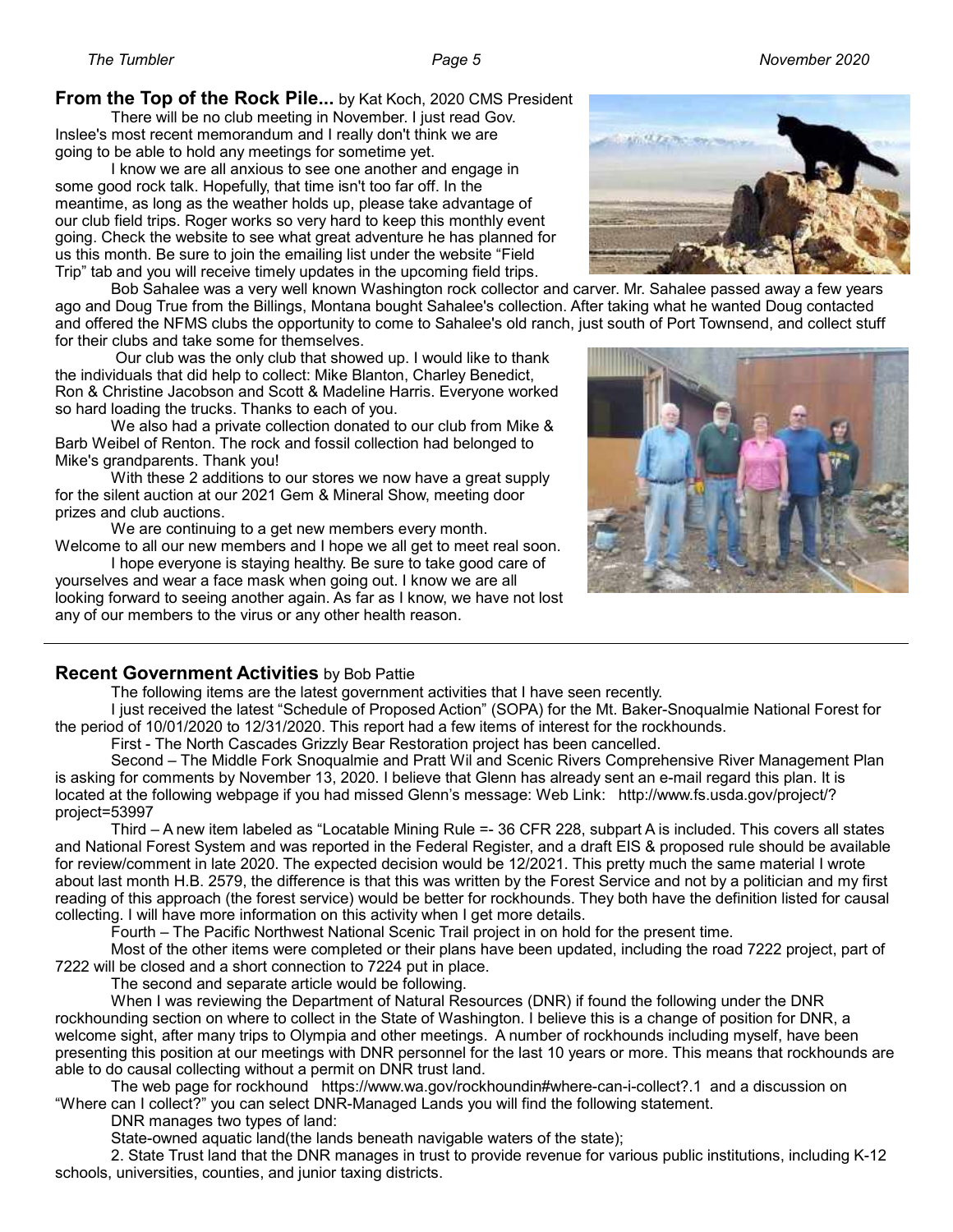## From the Top of the Rock Pile... by Kat Koch, 2020 CMS President

There will be no club meeting in November. I just read Gov. Inslee's most recent memorandum and I really don't think we are going to be able to hold any meetings for sometime yet.

I know we are all anxious to see one another and engage in some good rock talk. Hopefully, that time isn't too far off. In the meantime, as long as the weather holds up, please take advantage of our club field trips. Roger works so very hard to keep this monthly event going. Check the website to see what great adventure he has planned for us this month. Be sure to join the emailing list under the website "Field Trip" tab and you will receive timely updates in the upcoming field trips.

Bob Sahalee was a very well known Washington rock collector and carver. Mr. Sahalee passed away a few years ago and Doug True from the Billings, Montana bought Sahalee's collection. After taking what he wanted Doug contacted and offered the NFMS clubs the opportunity to come to Sahalee's old ranch, just south of Port Townsend, and collect stuff for their clubs and take some for themselves.

Our club was the only club that showed up. I would like to thank the individuals that did help to collect: Mike Blanton, Charley Benedict, Ron & Christine Jacobson and Scott & Madeline Harris. Everyone worked so hard loading the trucks. Thanks to each of you.

We also had a private collection donated to our club from Mike & Barb Weibel of Renton. The rock and fossil collection had belonged to Mike's grandparents. Thank you!

With these 2 additions to our stores we now have a great supply for the silent auction at our 2021 Gem & Mineral Show, meeting door prizes and club auctions.

We are continuing to a get new members every month. Welcome to all our new members and I hope we all get to meet real soon.

I hope everyone is staying healthy. Be sure to take good care of yourselves and wear a face mask when going out. I know we are all looking forward to seeing another again. As far as I know, we have not lost any of our members to the virus or any other health reason.

---

## Recent Government Activities by Bob Pattie

The following items are the latest government activities that I have seen recently.

I just received the latest "Schedule of Proposed Action" (SOPA) for the Mt. Baker-Snoqualmie National Forest for the period of 10/01/2020 to 12/31/2020. This report had a few items of interest for the rockhounds.

First - The North Cascades Grizzly Bear Restoration project has been cancelled.

Second – The Middle Fork Snoqualmie and Pratt Wil and Scenic Rivers Comprehensive River Management Plan is asking for comments by November 13, 2020. I believe that Glenn has already sent an e-mail regard this plan. It is located at the following webpage if you had missed Glenn's message: Web Link: http://www.fs.usda.gov/project/?project=53997

Third – A new item labeled as "Locatable Mining Rule =- 36 CFR 228, subpart A is included. This covers all states and National Forest System and was reported in the Federal Register, and a draft EIS & proposed rule should be available for review/comment in late 2020. The expected decision would be 12/2021. This pretty much the same material I wrote about last month H.B. 2579, the difference is that this was written by the Forest Service and not by a politician and my first reading of this approach (the forest service) would be better for rockhounds. They both have the definition listed for causal collecting. I will have more information on this activity when I get more details.

Fourth – The Pacific Northwest National Scenic Trail project in on hold for the present time.

Most of the other items were completed or their plans have been updated, including the road 7222 project, part of 7222 will be closed and a short connection to 7224 put in place.

The second and separate article would be following.

When I was reviewing the Department of Natural Resources (DNR) if found the following under the DNR rockhounding section on where to collect in the State of Washington. I believe this is a change of position for DNR, a welcome sight, after many trips to Olympia and other meetings. A number of rockhounds including myself, have been presenting this position at our meetings with DNR personnel for the last 10 years or more. This means that rockhounds are able to do causal collecting without a permit on DNR trust land.

The web page for rockhound https://www.wa.gov/rockhoundin#where-can-i-collect?.1 and a discussion on "Where can I collect?" you can select DNR-Managed Lands you will find the following statement.

DNR manages two types of land:

State-owned aquatic land(the lands beneath navigable waters of the state);

2. State Trust land that the DNR manages in trust to provide revenue for various public institutions, including K-12 schools, universities, counties, and junior taxing districts.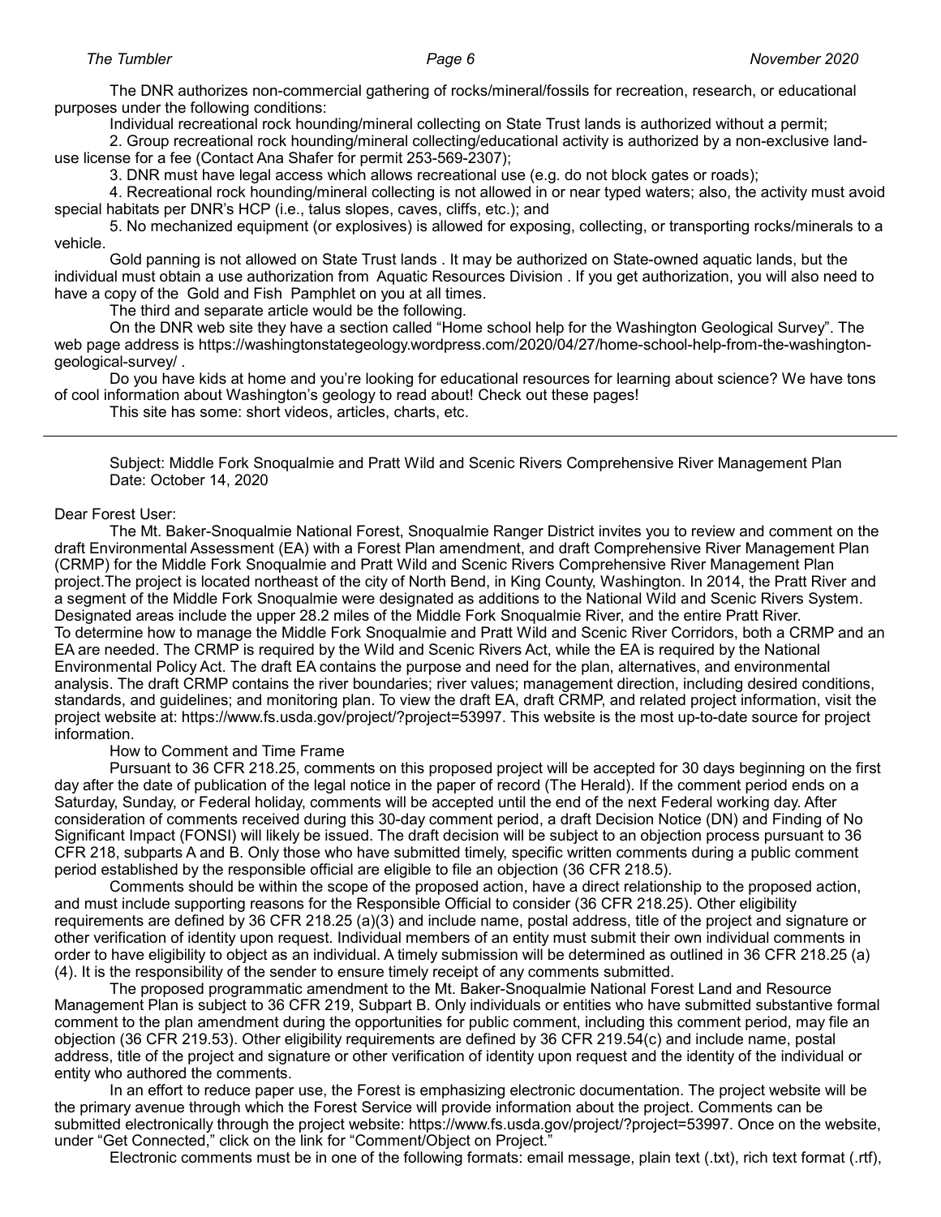The DNR authorizes non-commercial gathering of rocks/mineral/fossils for recreation, research, or educational purposes under the following conditions:

Individual recreational rock hounding/mineral collecting on State Trust lands is authorized without a permit;

2. Group recreational rock hounding/mineral collecting/educational activity is authorized by a non-exclusive land-use license for a fee (Contact Ana Shafer for permit 253-569-2307);

3. DNR must have legal access which allows recreational use (e.g. do not block gates or roads);

4. Recreational rock hounding/mineral collecting is not allowed in or near typed waters; also, the activity must avoid special habitats per DNR's HCP (i.e., talus slopes, caves, cliffs, etc.); and

5. No mechanized equipment (or explosives) is allowed for exposing, collecting, or transporting rocks/minerals to a vehicle.

Gold panning is not allowed on State Trust lands . It may be authorized on State-owned aquatic lands, but the individual must obtain a use authorization from Aquatic Resources Division . If you get authorization, you will also need to have a copy of the Gold and Fish Pamphlet on you at all times.

The third and separate article would be the following.

On the DNR web site they have a section called "Home school help for the Washington Geological Survey". The web page address is https://washingtonstategeology.wordpress.com/2020/04/27/home-school-help-from-the-washington-geological-survey/ .

Do you have kids at home and you're looking for educational resources for learning about science? We have tons of cool information about Washington's geology to read about! Check out these pages!

This site has some: short videos, articles, charts, etc.

---

Subject: Middle Fork Snoqualmie and Pratt Wild and Scenic Rivers Comprehensive River Management Plan
Date: October 14, 2020

Dear Forest User:

The Mt. Baker-Snoqualmie National Forest, Snoqualmie Ranger District invites you to review and comment on the draft Environmental Assessment (EA) with a Forest Plan amendment, and draft Comprehensive River Management Plan (CRMP) for the Middle Fork Snoqualmie and Pratt Wild and Scenic Rivers Comprehensive River Management Plan project.The project is located northeast of the city of North Bend, in King County, Washington. In 2014, the Pratt River and a segment of the Middle Fork Snoqualmie were designated as additions to the National Wild and Scenic Rivers System. Designated areas include the upper 28.2 miles of the Middle Fork Snoqualmie River, and the entire Pratt River. To determine how to manage the Middle Fork Snoqualmie and Pratt Wild and Scenic River Corridors, both a CRMP and an EA are needed. The CRMP is required by the Wild and Scenic Rivers Act, while the EA is required by the National Environmental Policy Act. The draft EA contains the purpose and need for the plan, alternatives, and environmental analysis. The draft CRMP contains the river boundaries; river values; management direction, including desired conditions, standards, and guidelines; and monitoring plan. To view the draft EA, draft CRMP, and related project information, visit the project website at: https://www.fs.usda.gov/project/?project=53997. This website is the most up-to-date source for project information.

How to Comment and Time Frame

Pursuant to 36 CFR 218.25, comments on this proposed project will be accepted for 30 days beginning on the first day after the date of publication of the legal notice in the paper of record (The Herald). If the comment period ends on a Saturday, Sunday, or Federal holiday, comments will be accepted until the end of the next Federal working day. After consideration of comments received during this 30-day comment period, a draft Decision Notice (DN) and Finding of No Significant Impact (FONSI) will likely be issued. The draft decision will be subject to an objection process pursuant to 36 CFR 218, subparts A and B. Only those who have submitted timely, specific written comments during a public comment period established by the responsible official are eligible to file an objection (36 CFR 218.5).

Comments should be within the scope of the proposed action, have a direct relationship to the proposed action, and must include supporting reasons for the Responsible Official to consider (36 CFR 218.25). Other eligibility requirements are defined by 36 CFR 218.25 (a)(3) and include name, postal address, title of the project and signature or other verification of identity upon request. Individual members of an entity must submit their own individual comments in order to have eligibility to object as an individual. A timely submission will be determined as outlined in 36 CFR 218.25 (a)(4). It is the responsibility of the sender to ensure timely receipt of any comments submitted.

The proposed programmatic amendment to the Mt. Baker-Snoqualmie National Forest Land and Resource Management Plan is subject to 36 CFR 219, Subpart B. Only individuals or entities who have submitted substantive formal comment to the plan amendment during the opportunities for public comment, including this comment period, may file an objection (36 CFR 219.53). Other eligibility requirements are defined by 36 CFR 219.54(c) and include name, postal address, title of the project and signature or other verification of identity upon request and the identity of the individual or entity who authored the comments.

In an effort to reduce paper use, the Forest is emphasizing electronic documentation. The project website will be the primary avenue through which the Forest Service will provide information about the project. Comments can be submitted electronically through the project website: https://www.fs.usda.gov/project/?project=53997. Once on the website, under "Get Connected," click on the link for "Comment/Object on Project."

Electronic comments must be in one of the following formats: email message, plain text (.txt), rich text format (.rtf),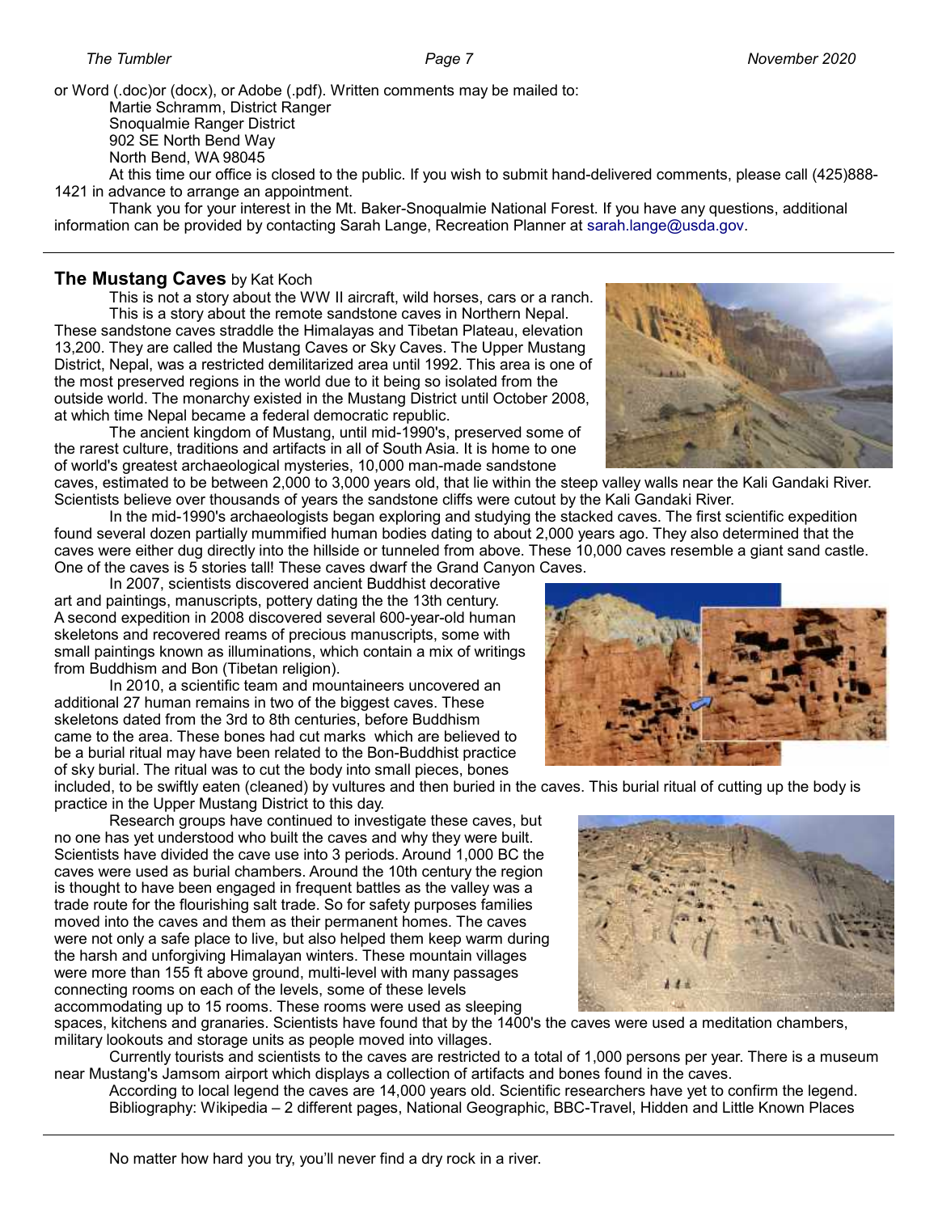or Word (.doc)or (docx), or Adobe (.pdf). Written comments may be mailed to:

Martie Schramm, District Ranger
Snoqualmie Ranger District
902 SE North Bend Way
North Bend, WA 98045

At this time our office is closed to the public. If you wish to submit hand-delivered comments, please call (425)888-1421 in advance to arrange an appointment.

Thank you for your interest in the Mt. Baker-Snoqualmie National Forest. If you have any questions, additional information can be provided by contacting Sarah Lange, Recreation Planner at sarah.lange@usda.gov.

---

## The Mustang Caves by Kat Koch

This is not a story about the WW II aircraft, wild horses, cars or a ranch.

This is a story about the remote sandstone caves in Northern Nepal. These sandstone caves straddle the Himalayas and Tibetan Plateau, elevation 13,200. They are called the Mustang Caves or Sky Caves. The Upper Mustang District, Nepal, was a restricted demilitarized area until 1992. This area is one of the most preserved regions in the world due to it being so isolated from the outside world. The monarchy existed in the Mustang District until October 2008, at which time Nepal became a federal democratic republic.

The ancient kingdom of Mustang, until mid-1990's, preserved some of the rarest culture, traditions and artifacts in all of South Asia. It is home to one of world's greatest archaeological mysteries, 10,000 man-made sandstone caves, estimated to be between 2,000 to 3,000 years old, that lie within the steep valley walls near the Kali Gandaki River. Scientists believe over thousands of years the sandstone cliffs were cutout by the Kali Gandaki River.

In the mid-1990's archaeologists began exploring and studying the stacked caves. The first scientific expedition found several dozen partially mummified human bodies dating to about 2,000 years ago. They also determined that the caves were either dug directly into the hillside or tunneled from above. These 10,000 caves resemble a giant sand castle. One of the caves is 5 stories tall! These caves dwarf the Grand Canyon Caves.

In 2007, scientists discovered ancient Buddhist decorative art and paintings, manuscripts, pottery dating the the 13th century. A second expedition in 2008 discovered several 600-year-old human skeletons and recovered reams of precious manuscripts, some with small paintings known as illuminations, which contain a mix of writings from Buddhism and Bon (Tibetan religion).

In 2010, a scientific team and mountaineers uncovered an additional 27 human remains in two of the biggest caves. These skeletons dated from the 3rd to 8th centuries, before Buddhism came to the area. These bones had cut marks which are believed to be a burial ritual may have been related to the Bon-Buddhist practice of sky burial. The ritual was to cut the body into small pieces, bones included, to be swiftly eaten (cleaned) by vultures and then buried in the caves. This burial ritual of cutting up the body is practice in the Upper Mustang District to this day.

Research groups have continued to investigate these caves, but no one has yet understood who built the caves and why they were built. Scientists have divided the cave use into 3 periods. Around 1,000 BC the caves were used as burial chambers. Around the 10th century the region is thought to have been engaged in frequent battles as the valley was a trade route for the flourishing salt trade. So for safety purposes families moved into the caves and them as their permanent homes. The caves were not only a safe place to live, but also helped them keep warm during the harsh and unforgiving Himalayan winters. These mountain villages were more than 155 ft above ground, multi-level with many passages connecting rooms on each of the levels, some of these levels accommodating up to 15 rooms. These rooms were used as sleeping spaces, kitchens and granaries. Scientists have found that by the 1400's the caves were used a meditation chambers, military lookouts and storage units as people moved into villages.

Currently tourists and scientists to the caves are restricted to a total of 1,000 persons per year. There is a museum near Mustang's Jamsom airport which displays a collection of artifacts and bones found in the caves.

According to local legend the caves are 14,000 years old. Scientific researchers have yet to confirm the legend.

Bibliography: Wikipedia – 2 different pages, National Geographic, BBC-Travel, Hidden and Little Known Places

---

No matter how hard you try, you'll never find a dry rock in a river.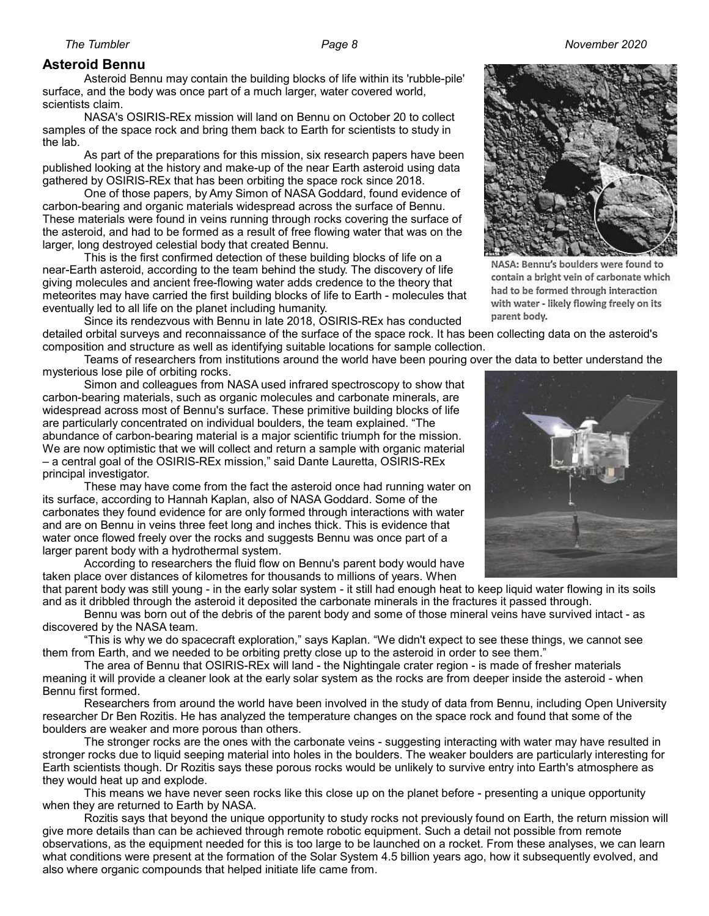## Asteroid Bennu

Asteroid Bennu may contain the building blocks of life within its 'rubble-pile' surface, and the body was once part of a much larger, water covered world, scientists claim.

NASA's OSIRIS-REx mission will land on Bennu on October 20 to collect samples of the space rock and bring them back to Earth for scientists to study in the lab.

As part of the preparations for this mission, six research papers have been published looking at the history and make-up of the near Earth asteroid using data gathered by OSIRIS-REx that has been orbiting the space rock since 2018.

One of those papers, by Amy Simon of NASA Goddard, found evidence of carbon-bearing and organic materials widespread across the surface of Bennu. These materials were found in veins running through rocks covering the surface of the asteroid, and had to be formed as a result of free flowing water that was on the larger, long destroyed celestial body that created Bennu.

This is the first confirmed detection of these building blocks of life on a near-Earth asteroid, according to the team behind the study. The discovery of life giving molecules and ancient free-flowing water adds credence to the theory that meteorites may have carried the first building blocks of life to Earth - molecules that eventually led to all life on the planet including humanity.

NASA: Bennu's boulders were found to contain a bright vein of carbonate which had to be formed through interaction with water - likely flowing freely on its parent body.

Since its rendezvous with Bennu in late 2018, OSIRIS-REx has conducted detailed orbital surveys and reconnaissance of the surface of the space rock. It has been collecting data on the asteroid's composition and structure as well as identifying suitable locations for sample collection.

Teams of researchers from institutions around the world have been pouring over the data to better understand the mysterious lose pile of orbiting rocks.

Simon and colleagues from NASA used infrared spectroscopy to show that carbon-bearing materials, such as organic molecules and carbonate minerals, are widespread across most of Bennu's surface. These primitive building blocks of life are particularly concentrated on individual boulders, the team explained. "The abundance of carbon-bearing material is a major scientific triumph for the mission. We are now optimistic that we will collect and return a sample with organic material – a central goal of the OSIRIS-REx mission," said Dante Lauretta, OSIRIS-REx principal investigator.

These may have come from the fact the asteroid once had running water on its surface, according to Hannah Kaplan, also of NASA Goddard. Some of the carbonates they found evidence for are only formed through interactions with water and are on Bennu in veins three feet long and inches thick. This is evidence that water once flowed freely over the rocks and suggests Bennu was once part of a larger parent body with a hydrothermal system.

According to researchers the fluid flow on Bennu's parent body would have taken place over distances of kilometres for thousands to millions of years. When that parent body was still young - in the early solar system - it still had enough heat to keep liquid water flowing in its soils and as it dribbled through the asteroid it deposited the carbonate minerals in the fractures it passed through.

Bennu was born out of the debris of the parent body and some of those mineral veins have survived intact - as discovered by the NASA team.

"This is why we do spacecraft exploration," says Kaplan. "We didn't expect to see these things, we cannot see them from Earth, and we needed to be orbiting pretty close up to the asteroid in order to see them."

The area of Bennu that OSIRIS-REx will land - the Nightingale crater region - is made of fresher materials meaning it will provide a cleaner look at the early solar system as the rocks are from deeper inside the asteroid - when Bennu first formed.

Researchers from around the world have been involved in the study of data from Bennu, including Open University researcher Dr Ben Rozitis. He has analyzed the temperature changes on the space rock and found that some of the boulders are weaker and more porous than others.

The stronger rocks are the ones with the carbonate veins - suggesting interacting with water may have resulted in stronger rocks due to liquid seeping material into holes in the boulders. The weaker boulders are particularly interesting for Earth scientists though. Dr Rozitis says these porous rocks would be unlikely to survive entry into Earth's atmosphere as they would heat up and explode.

This means we have never seen rocks like this close up on the planet before - presenting a unique opportunity when they are returned to Earth by NASA.

Rozitis says that beyond the unique opportunity to study rocks not previously found on Earth, the return mission will give more details than can be achieved through remote robotic equipment. Such a detail not possible from remote observations, as the equipment needed for this is too large to be launched on a rocket. From these analyses, we can learn what conditions were present at the formation of the Solar System 4.5 billion years ago, how it subsequently evolved, and also where organic compounds that helped initiate life came from.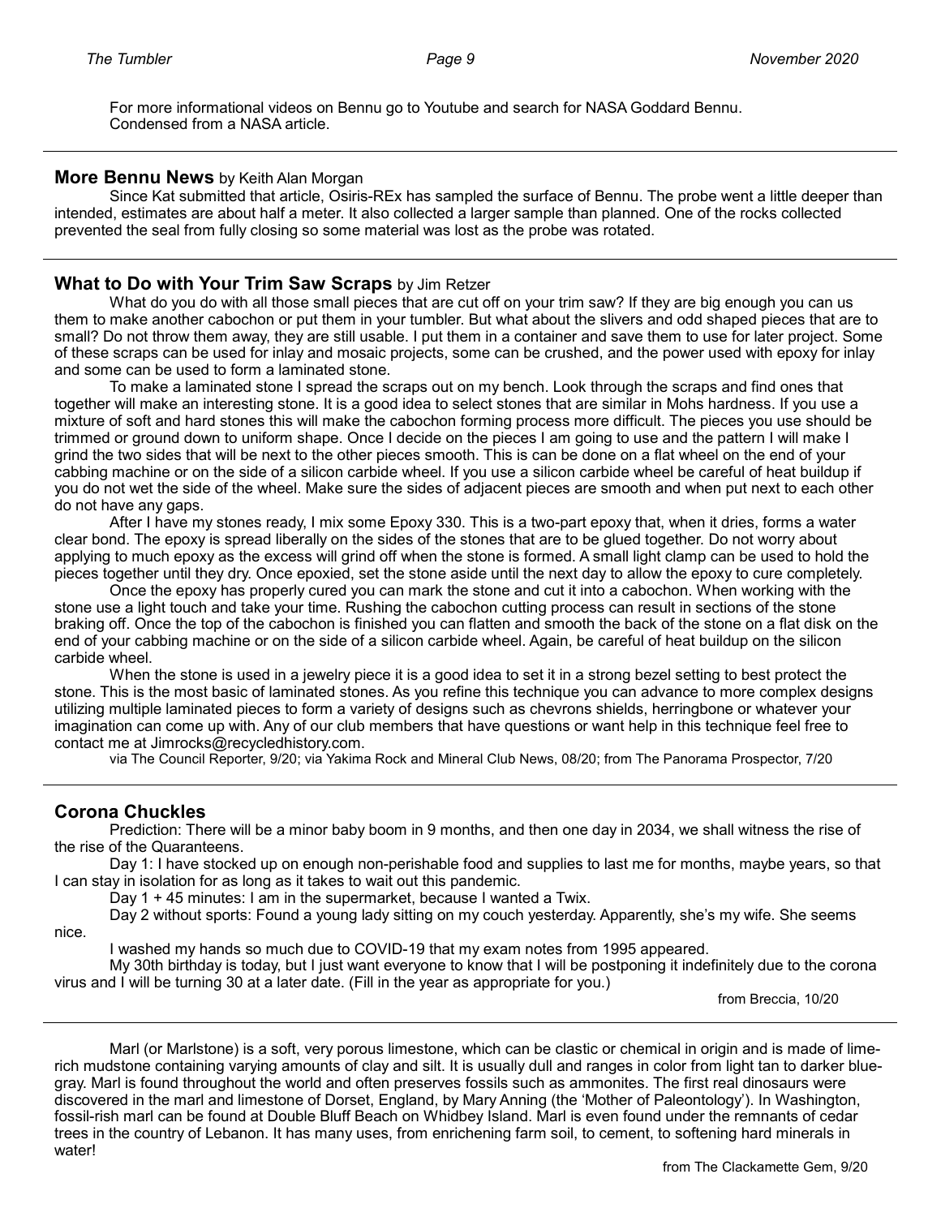For more informational videos on Bennu go to Youtube and search for NASA Goddard Bennu.
Condensed from a NASA article.

---

## More Bennu News by Keith Alan Morgan

Since Kat submitted that article, Osiris-REx has sampled the surface of Bennu. The probe went a little deeper than intended, estimates are about half a meter. It also collected a larger sample than planned. One of the rocks collected prevented the seal from fully closing so some material was lost as the probe was rotated.

---

## What to Do with Your Trim Saw Scraps by Jim Retzer

What do you do with all those small pieces that are cut off on your trim saw? If they are big enough you can us them to make another cabochon or put them in your tumbler. But what about the slivers and odd shaped pieces that are to small? Do not throw them away, they are still usable. I put them in a container and save them to use for later project. Some of these scraps can be used for inlay and mosaic projects, some can be crushed, and the power used with epoxy for inlay and some can be used to form a laminated stone.

To make a laminated stone I spread the scraps out on my bench. Look through the scraps and find ones that together will make an interesting stone. It is a good idea to select stones that are similar in Mohs hardness. If you use a mixture of soft and hard stones this will make the cabochon forming process more difficult. The pieces you use should be trimmed or ground down to uniform shape. Once I decide on the pieces I am going to use and the pattern I will make I grind the two sides that will be next to the other pieces smooth. This is can be done on a flat wheel on the end of your cabbing machine or on the side of a silicon carbide wheel. If you use a silicon carbide wheel be careful of heat buildup if you do not wet the side of the wheel. Make sure the sides of adjacent pieces are smooth and when put next to each other do not have any gaps.

After I have my stones ready, I mix some Epoxy 330. This is a two-part epoxy that, when it dries, forms a water clear bond. The epoxy is spread liberally on the sides of the stones that are to be glued together. Do not worry about applying to much epoxy as the excess will grind off when the stone is formed. A small light clamp can be used to hold the pieces together until they dry. Once epoxied, set the stone aside until the next day to allow the epoxy to cure completely.

Once the epoxy has properly cured you can mark the stone and cut it into a cabochon. When working with the stone use a light touch and take your time. Rushing the cabochon cutting process can result in sections of the stone braking off. Once the top of the cabochon is finished you can flatten and smooth the back of the stone on a flat disk on the end of your cabbing machine or on the side of a silicon carbide wheel. Again, be careful of heat buildup on the silicon carbide wheel.

When the stone is used in a jewelry piece it is a good idea to set it in a strong bezel setting to best protect the stone. This is the most basic of laminated stones. As you refine this technique you can advance to more complex designs utilizing multiple laminated pieces to form a variety of designs such as chevrons shields, herringbone or whatever your imagination can come up with. Any of our club members that have questions or want help in this technique feel free to contact me at Jimrocks@recycledhistory.com.

via The Council Reporter, 9/20; via Yakima Rock and Mineral Club News, 08/20; from The Panorama Prospector, 7/20

---

## Corona Chuckles

Prediction: There will be a minor baby boom in 9 months, and then one day in 2034, we shall witness the rise of the rise of the Quaranteens.

Day 1: I have stocked up on enough non-perishable food and supplies to last me for months, maybe years, so that I can stay in isolation for as long as it takes to wait out this pandemic.

Day 1 + 45 minutes: I am in the supermarket, because I wanted a Twix.

Day 2 without sports: Found a young lady sitting on my couch yesterday. Apparently, she's my wife. She seems nice.

I washed my hands so much due to COVID-19 that my exam notes from 1995 appeared.

My 30th birthday is today, but I just want everyone to know that I will be postponing it indefinitely due to the corona virus and I will be turning 30 at a later date. (Fill in the year as appropriate for you.)

from Breccia, 10/20

---

Marl (or Marlstone) is a soft, very porous limestone, which can be clastic or chemical in origin and is made of lime-rich mudstone containing varying amounts of clay and silt. It is usually dull and ranges in color from light tan to darker blue-gray. Marl is found throughout the world and often preserves fossils such as ammonites. The first real dinosaurs were discovered in the marl and limestone of Dorset, England, by Mary Anning (the 'Mother of Paleontology'). In Washington, fossil-rish marl can be found at Double Bluff Beach on Whidbey Island. Marl is even found under the remnants of cedar trees in the country of Lebanon. It has many uses, from enrichening farm soil, to cement, to softening hard minerals in water!

from The Clackamette Gem, 9/20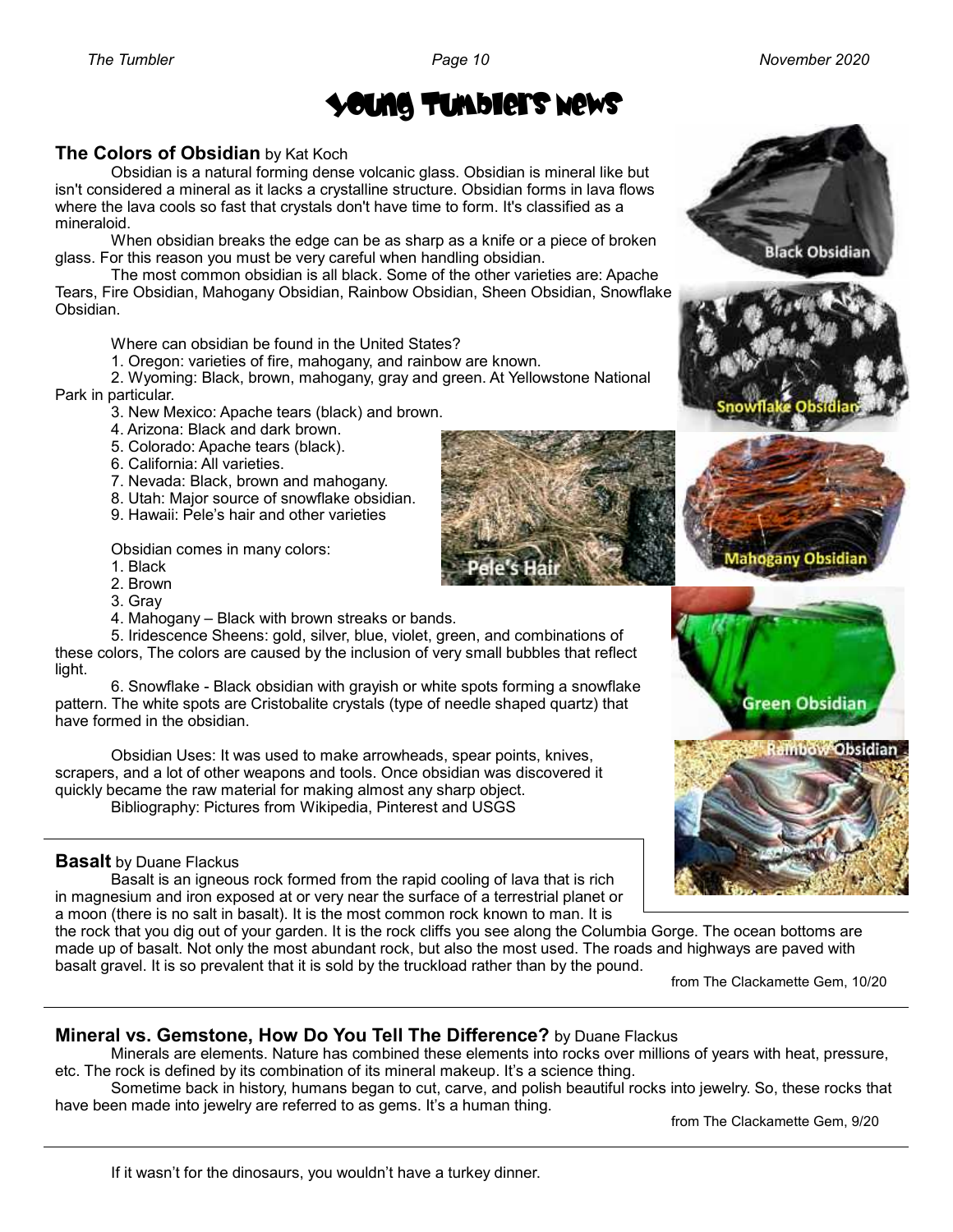# Young Tumblers News

## The Colors of Obsidian by Kat Koch

Obsidian is a natural forming dense volcanic glass. Obsidian is mineral like but isn't considered a mineral as it lacks a crystalline structure. Obsidian forms in lava flows where the lava cools so fast that crystals don't have time to form. It's classified as a mineraloid.

When obsidian breaks the edge can be as sharp as a knife or a piece of broken glass. For this reason you must be very careful when handling obsidian.

The most common obsidian is all black. Some of the other varieties are: Apache Tears, Fire Obsidian, Mahogany Obsidian, Rainbow Obsidian, Sheen Obsidian, Snowflake Obsidian.

Where can obsidian be found in the United States?

1. Oregon: varieties of fire, mahogany, and rainbow are known.
2. Wyoming: Black, brown, mahogany, gray and green. At Yellowstone National Park in particular.
3. New Mexico: Apache tears (black) and brown.
4. Arizona: Black and dark brown.
5. Colorado: Apache tears (black).
6. California: All varieties.
7. Nevada: Black, brown and mahogany.
8. Utah: Major source of snowflake obsidian.
9. Hawaii: Pele's hair and other varieties

Obsidian comes in many colors:

1. Black
2. Brown
3. Gray
4. Mahogany – Black with brown streaks or bands.
5. Iridescence Sheens: gold, silver, blue, violet, green, and combinations of these colors, The colors are caused by the inclusion of very small bubbles that reflect light.
6. Snowflake - Black obsidian with grayish or white spots forming a snowflake pattern. The white spots are Cristobalite crystals (type of needle shaped quartz) that have formed in the obsidian.

Obsidian Uses: It was used to make arrowheads, spear points, knives, scrapers, and a lot of other weapons and tools. Once obsidian was discovered it quickly became the raw material for making almost any sharp object.

Bibliography: Pictures from Wikipedia, Pinterest and USGS

Black Obsidian

Snowflake Obsidian

Pele's Hair

Mahogany Obsidian

Green Obsidian

Rainbow Obsidian

---

## Basalt by Duane Flackus

Basalt is an igneous rock formed from the rapid cooling of lava that is rich in magnesium and iron exposed at or very near the surface of a terrestrial planet or a moon (there is no salt in basalt). It is the most common rock known to man. It is the rock that you dig out of your garden. It is the rock cliffs you see along the Columbia Gorge. The ocean bottoms are made up of basalt. Not only the most abundant rock, but also the most used. The roads and highways are paved with basalt gravel. It is so prevalent that it is sold by the truckload rather than by the pound.

from The Clackamette Gem, 10/20

---

## Mineral vs. Gemstone, How Do You Tell The Difference? by Duane Flackus

Minerals are elements. Nature has combined these elements into rocks over millions of years with heat, pressure, etc. The rock is defined by its combination of its mineral makeup. It's a science thing.

Sometime back in history, humans began to cut, carve, and polish beautiful rocks into jewelry. So, these rocks that have been made into jewelry are referred to as gems. It's a human thing.

from The Clackamette Gem, 9/20

---

If it wasn't for the dinosaurs, you wouldn't have a turkey dinner.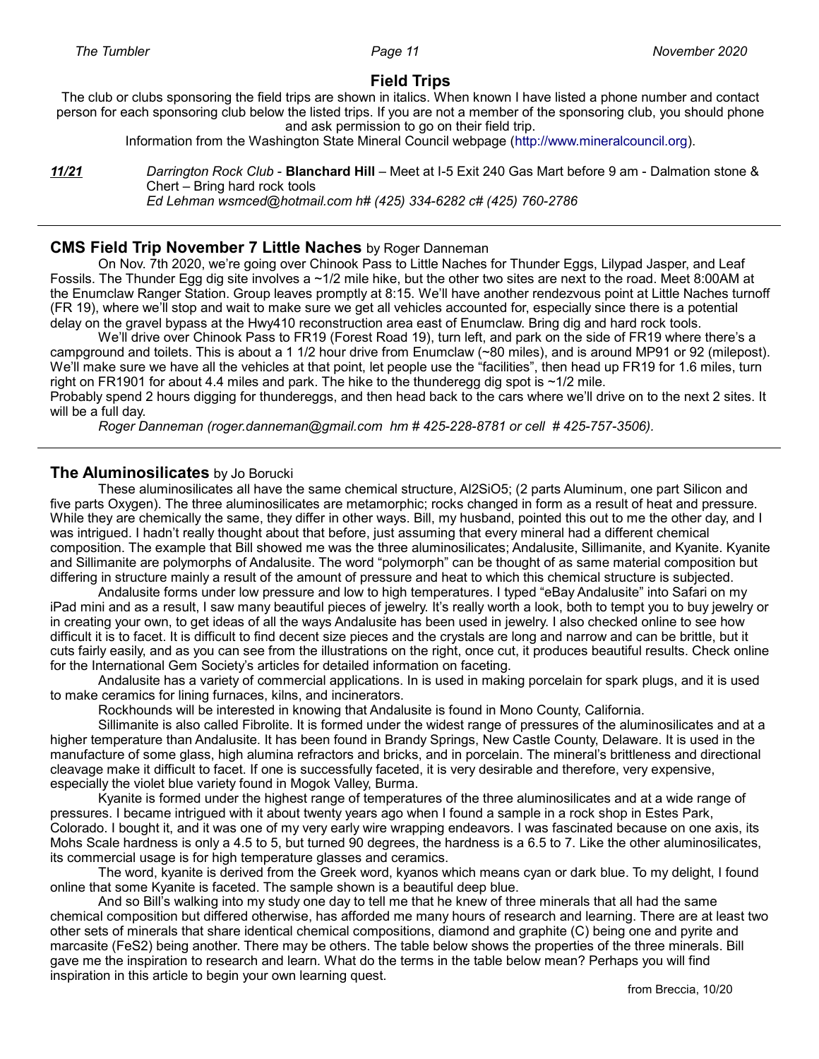## Field Trips

The club or clubs sponsoring the field trips are shown in italics. When known I have listed a phone number and contact person for each sponsoring club below the listed trips. If you are not a member of the sponsoring club, you should phone and ask permission to go on their field trip.

Information from the Washington State Mineral Council webpage (http://www.mineralcouncil.org).

***11/21*** *Darrington Rock Club* - **Blanchard Hill** – Meet at I-5 Exit 240 Gas Mart before 9 am - Dalmation stone & Chert – Bring hard rock tools
*Ed Lehman wsmced@hotmail.com h# (425) 334-6282 c# (425) 760-2786*

---

### CMS Field Trip November 7 Little Naches by Roger Danneman

On Nov. 7th 2020, we're going over Chinook Pass to Little Naches for Thunder Eggs, Lilypad Jasper, and Leaf Fossils. The Thunder Egg dig site involves a ~1/2 mile hike, but the other two sites are next to the road. Meet 8:00AM at the Enumclaw Ranger Station. Group leaves promptly at 8:15. We'll have another rendezvous point at Little Naches turnoff (FR 19), where we'll stop and wait to make sure we get all vehicles accounted for, especially since there is a potential delay on the gravel bypass at the Hwy410 reconstruction area east of Enumclaw. Bring dig and hard rock tools.

We'll drive over Chinook Pass to FR19 (Forest Road 19), turn left, and park on the side of FR19 where there's a campground and toilets. This is about a 1 1/2 hour drive from Enumclaw (~80 miles), and is around MP91 or 92 (milepost). We'll make sure we have all the vehicles at that point, let people use the "facilities", then head up FR19 for 1.6 miles, turn right on FR1901 for about 4.4 miles and park. The hike to the thunderegg dig spot is ~1/2 mile.

Probably spend 2 hours digging for thundereggs, and then head back to the cars where we'll drive on to the next 2 sites. It will be a full day.

*Roger Danneman (roger.danneman@gmail.com hm # 425-228-8781 or cell # 425-757-3506).*

---

### The Aluminosilicates by Jo Borucki

These aluminosilicates all have the same chemical structure, $Al_2SiO_5$; (2 parts Aluminum, one part Silicon and five parts Oxygen). The three aluminosilicates are metamorphic; rocks changed in form as a result of heat and pressure. While they are chemically the same, they differ in other ways. Bill, my husband, pointed this out to me the other day, and I was intrigued. I hadn't really thought about that before, just assuming that every mineral had a different chemical composition. The example that Bill showed me was the three aluminosilicates; Andalusite, Sillimanite, and Kyanite. Kyanite and Sillimanite are polymorphs of Andalusite. The word "polymorph" can be thought of as same material composition but differing in structure mainly a result of the amount of pressure and heat to which this chemical structure is subjected.

Andalusite forms under low pressure and low to high temperatures. I typed "eBay Andalusite" into Safari on my iPad mini and as a result, I saw many beautiful pieces of jewelry. It's really worth a look, both to tempt you to buy jewelry or in creating your own, to get ideas of all the ways Andalusite has been used in jewelry. I also checked online to see how difficult it is to facet. It is difficult to find decent size pieces and the crystals are long and narrow and can be brittle, but it cuts fairly easily, and as you can see from the illustrations on the right, once cut, it produces beautiful results. Check online for the International Gem Society's articles for detailed information on faceting.

Andalusite has a variety of commercial applications. In is used in making porcelain for spark plugs, and it is used to make ceramics for lining furnaces, kilns, and incinerators.

Rockhounds will be interested in knowing that Andalusite is found in Mono County, California.

Sillimanite is also called Fibrolite. It is formed under the widest range of pressures of the aluminosilicates and at a higher temperature than Andalusite. It has been found in Brandy Springs, New Castle County, Delaware. It is used in the manufacture of some glass, high alumina refractors and bricks, and in porcelain. The mineral's brittleness and directional cleavage make it difficult to facet. If one is successfully faceted, it is very desirable and therefore, very expensive, especially the violet blue variety found in Mogok Valley, Burma.

Kyanite is formed under the highest range of temperatures of the three aluminosilicates and at a wide range of pressures. I became intrigued with it about twenty years ago when I found a sample in a rock shop in Estes Park, Colorado. I bought it, and it was one of my very early wire wrapping endeavors. I was fascinated because on one axis, its Mohs Scale hardness is only a 4.5 to 5, but turned 90 degrees, the hardness is a 6.5 to 7. Like the other aluminosilicates, its commercial usage is for high temperature glasses and ceramics.

The word, kyanite is derived from the Greek word, kyanos which means cyan or dark blue. To my delight, I found online that some Kyanite is faceted. The sample shown is a beautiful deep blue.

And so Bill's walking into my study one day to tell me that he knew of three minerals that all had the same chemical composition but differed otherwise, has afforded me many hours of research and learning. There are at least two other sets of minerals that share identical chemical compositions, diamond and graphite (C) being one and pyrite and marcasite ($FeS_2$) being another. There may be others. The table below shows the properties of the three minerals. Bill gave me the inspiration to research and learn. What do the terms in the table below mean? Perhaps you will find inspiration in this article to begin your own learning quest.

from Breccia, 10/20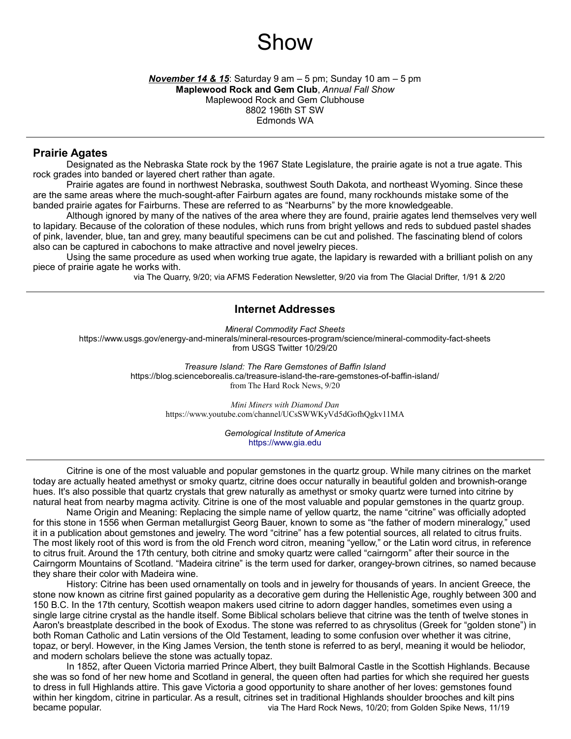# Show

***November 14 & 15***: Saturday 9 am – 5 pm; Sunday 10 am – 5 pm
**Maplewood Rock and Gem Club**, *Annual Fall Show*
Maplewood Rock and Gem Clubhouse
8802 196th ST SW
Edmonds WA

---

## Prairie Agates

Designated as the Nebraska State rock by the 1967 State Legislature, the prairie agate is not a true agate. This rock grades into banded or layered chert rather than agate.

Prairie agates are found in northwest Nebraska, southwest South Dakota, and northeast Wyoming. Since these are the same areas where the much-sought-after Fairburn agates are found, many rockhounds mistake some of the banded prairie agates for Fairburns. These are referred to as "Nearburns" by the more knowledgeable.

Although ignored by many of the natives of the area where they are found, prairie agates lend themselves very well to lapidary. Because of the coloration of these nodules, which runs from bright yellows and reds to subdued pastel shades of pink, lavender, blue, tan and grey, many beautiful specimens can be cut and polished. The fascinating blend of colors also can be captured in cabochons to make attractive and novel jewelry pieces.

Using the same procedure as used when working true agate, the lapidary is rewarded with a brilliant polish on any piece of prairie agate he works with.

via The Quarry, 9/20; via AFMS Federation Newsletter, 9/20 via from The Glacial Drifter, 1/91 & 2/20

---

## Internet Addresses

*Mineral Commodity Fact Sheets*
https://www.usgs.gov/energy-and-minerals/mineral-resources-program/science/mineral-commodity-fact-sheets
from USGS Twitter 10/29/20

*Treasure Island: The Rare Gemstones of Baffin Island*
https://blog.scienceborealis.ca/treasure-island-the-rare-gemstones-of-baffin-island/
from The Hard Rock News, 9/20

*Mini Miners with Diamond Dan*
https://www.youtube.com/channel/UCsSWWKyVd5dGofhQgkv11MA

*Gemological Institute of America*
https://www.gia.edu

---

Citrine is one of the most valuable and popular gemstones in the quartz group. While many citrines on the market today are actually heated amethyst or smoky quartz, citrine does occur naturally in beautiful golden and brownish-orange hues. It's also possible that quartz crystals that grew naturally as amethyst or smoky quartz were turned into citrine by natural heat from nearby magma activity. Citrine is one of the most valuable and popular gemstones in the quartz group.

Name Origin and Meaning: Replacing the simple name of yellow quartz, the name "citrine" was officially adopted for this stone in 1556 when German metallurgist Georg Bauer, known to some as "the father of modern mineralogy," used it in a publication about gemstones and jewelry. The word "citrine" has a few potential sources, all related to citrus fruits. The most likely root of this word is from the old French word citron, meaning "yellow," or the Latin word citrus, in reference to citrus fruit. Around the 17th century, both citrine and smoky quartz were called "cairngorm" after their source in the Cairngorm Mountains of Scotland. "Madeira citrine" is the term used for darker, orangey-brown citrines, so named because they share their color with Madeira wine.

History: Citrine has been used ornamentally on tools and in jewelry for thousands of years. In ancient Greece, the stone now known as citrine first gained popularity as a decorative gem during the Hellenistic Age, roughly between 300 and 150 B.C. In the 17th century, Scottish weapon makers used citrine to adorn dagger handles, sometimes even using a single large citrine crystal as the handle itself. Some Biblical scholars believe that citrine was the tenth of twelve stones in Aaron's breastplate described in the book of Exodus. The stone was referred to as chrysolitus (Greek for "golden stone") in both Roman Catholic and Latin versions of the Old Testament, leading to some confusion over whether it was citrine, topaz, or beryl. However, in the King James Version, the tenth stone is referred to as beryl, meaning it would be heliodor, and modern scholars believe the stone was actually topaz.

In 1852, after Queen Victoria married Prince Albert, they built Balmoral Castle in the Scottish Highlands. Because she was so fond of her new home and Scotland in general, the queen often had parties for which she required her guests to dress in full Highlands attire. This gave Victoria a good opportunity to share another of her loves: gemstones found within her kingdom, citrine in particular. As a result, citrines set in traditional Highlands shoulder brooches and kilt pins became popular.

via The Hard Rock News, 10/20; from Golden Spike News, 11/19